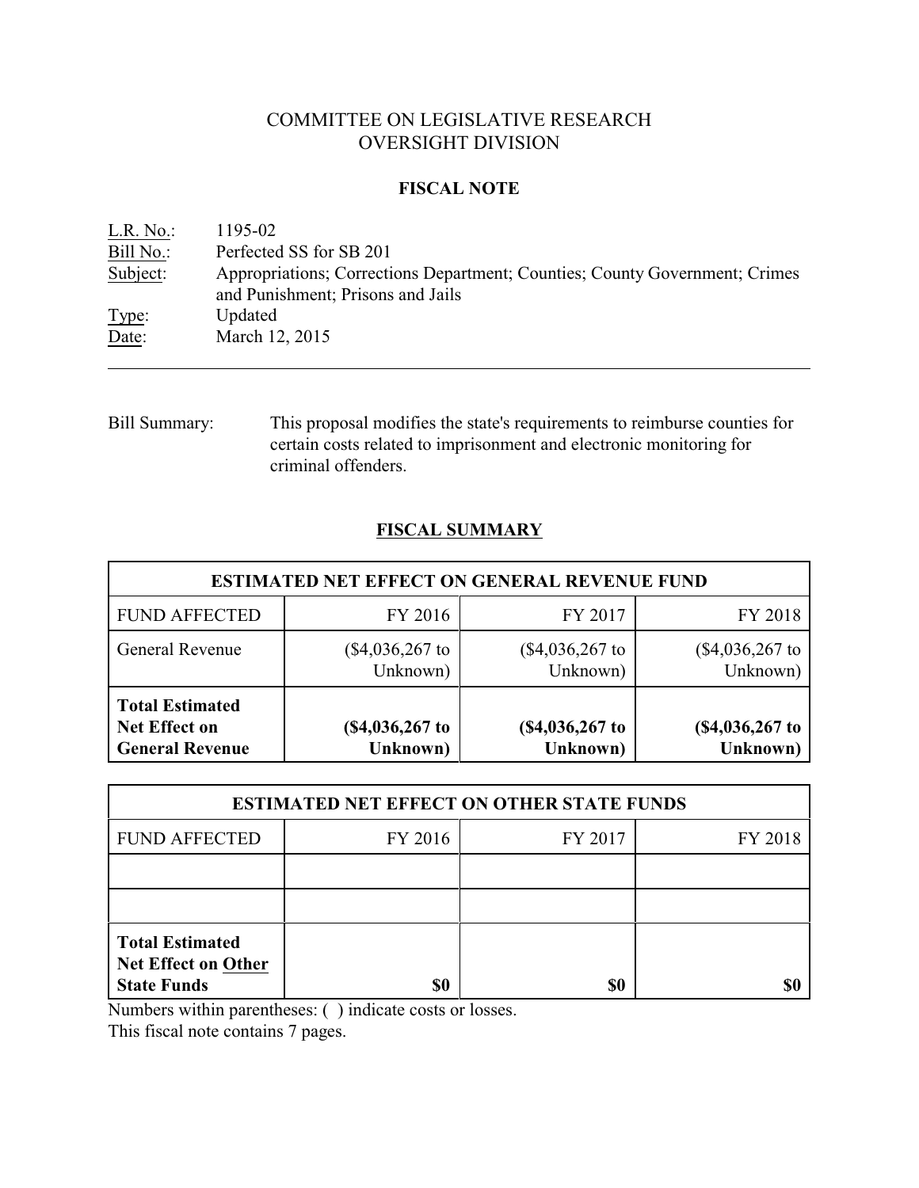# COMMITTEE ON LEGISLATIVE RESEARCH
# OVERSIGHT DIVISION

## FISCAL NOTE

| | |
|---|---|
| L.R. No.: | 1195-02 |
| Bill No.: | Perfected SS for SB 201 |
| Subject: | Appropriations; Corrections Department; Counties; County Government; Crimes and Punishment; Prisons and Jails |
| Type: | Updated |
| Date: | March 12, 2015 |

---

Bill Summary: This proposal modifies the state's requirements to reimburse counties for certain costs related to imprisonment and electronic monitoring for criminal offenders.

## FISCAL SUMMARY

| ESTIMATED NET EFFECT ON GENERAL REVENUE FUND | | | |
|---|---|---|---|
| FUND AFFECTED | FY 2016 | FY 2017 | FY 2018 |
| General Revenue | ($4,036,267 to Unknown) | ($4,036,267 to Unknown) | ($4,036,267 to Unknown) |
| **Total Estimated Net Effect on General Revenue** | **($4,036,267 to Unknown)** | **($4,036,267 to Unknown)** | **($4,036,267 to Unknown)** |

| ESTIMATED NET EFFECT ON OTHER STATE FUNDS | | | |
|---|---|---|---|
| FUND AFFECTED | FY 2016 | FY 2017 | FY 2018 |
| | | | |
| | | | |
| **Total Estimated Net Effect on Other State Funds** | **$0** | **$0** | **$0** |

Numbers within parentheses: ( ) indicate costs or losses.
This fiscal note contains 7 pages.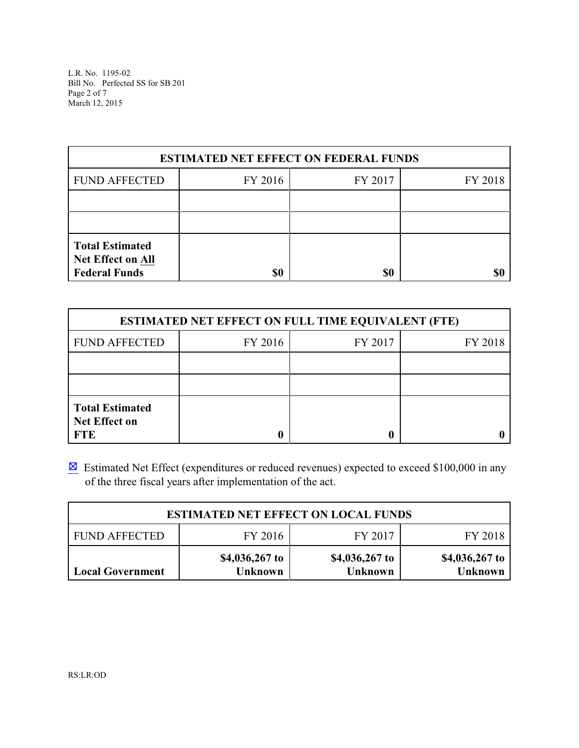| ESTIMATED NET EFFECT ON FEDERAL FUNDS | | | |
|---|---|---|---|
| FUND AFFECTED | FY 2016 | FY 2017 | FY 2018 |
| | | | |
| | | | |
| **Total Estimated Net Effect on All Federal Funds** | **$0** | **$0** | **$0** |

| ESTIMATED NET EFFECT ON FULL TIME EQUIVALENT (FTE) | | | |
|---|---|---|---|
| FUND AFFECTED | FY 2016 | FY 2017 | FY 2018 |
| | | | |
| | | | |
| **Total Estimated Net Effect on FTE** | **0** | **0** | **0** |

☒ Estimated Net Effect (expenditures or reduced revenues) expected to exceed $100,000 in any of the three fiscal years after implementation of the act.

| ESTIMATED NET EFFECT ON LOCAL FUNDS | | | |
|---|---|---|---|
| FUND AFFECTED | FY 2016 | FY 2017 | FY 2018 |
| **Local Government** | **$4,036,267 to Unknown** | **$4,036,267 to Unknown** | **$4,036,267 to Unknown** |

RS:LR:OD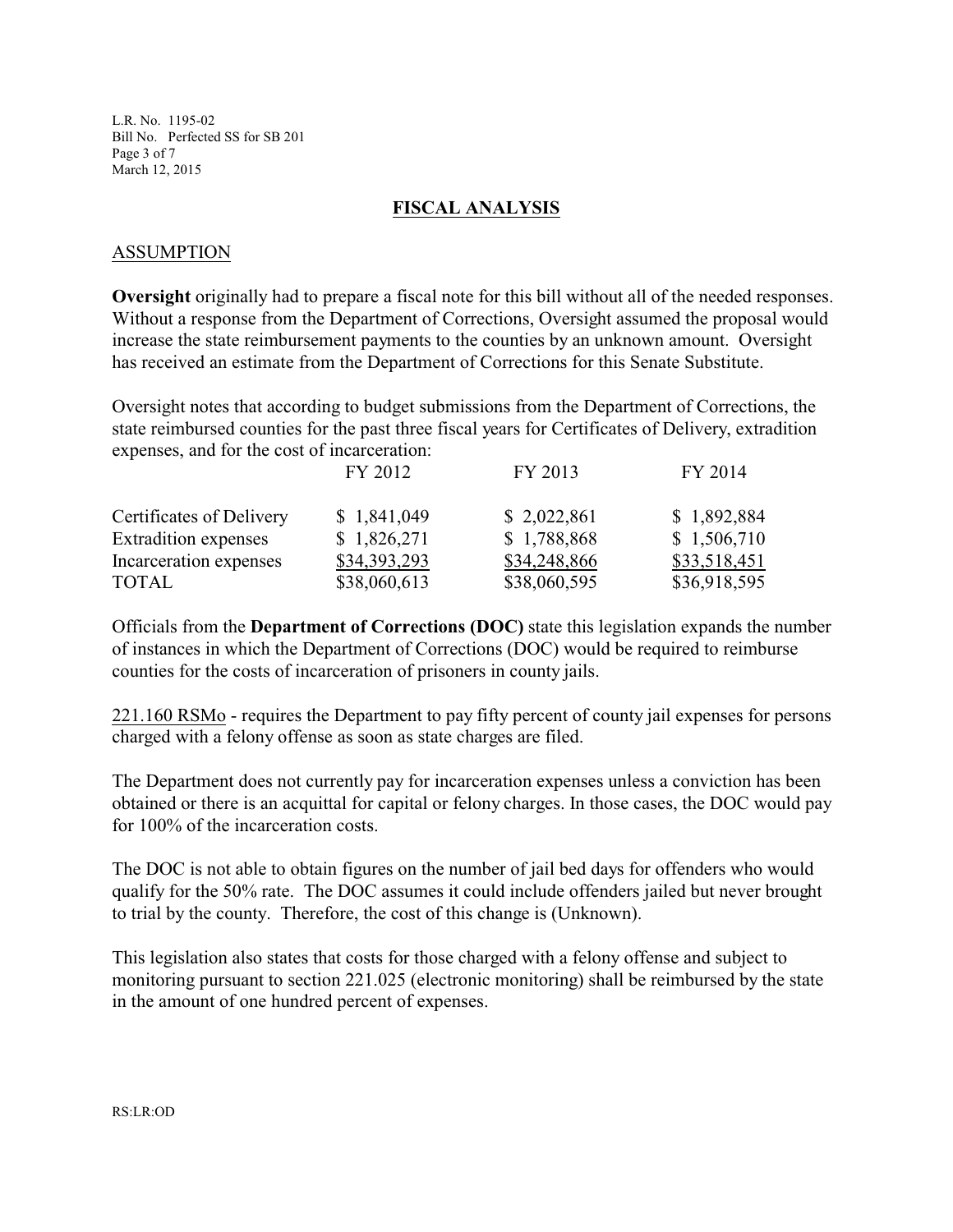## FISCAL ANALYSIS

### ASSUMPTION

**Oversight** originally had to prepare a fiscal note for this bill without all of the needed responses. Without a response from the Department of Corrections, Oversight assumed the proposal would increase the state reimbursement payments to the counties by an unknown amount. Oversight has received an estimate from the Department of Corrections for this Senate Substitute.

Oversight notes that according to budget submissions from the Department of Corrections, the state reimbursed counties for the past three fiscal years for Certificates of Delivery, extradition expenses, and for the cost of incarceration:

| | FY 2012 | FY 2013 | FY 2014 |
|---|---|---|---|
| Certificates of Delivery | $ 1,841,049 | $ 2,022,861 | $ 1,892,884 |
| Extradition expenses | $ 1,826,271 | $ 1,788,868 | $ 1,506,710 |
| Incarceration expenses | $34,393,293 | $34,248,866 | $33,518,451 |
| TOTAL | $38,060,613 | $38,060,595 | $36,918,595 |

Officials from the **Department of Corrections (DOC)** state this legislation expands the number of instances in which the Department of Corrections (DOC) would be required to reimburse counties for the costs of incarceration of prisoners in county jails.

221.160 RSMo - requires the Department to pay fifty percent of county jail expenses for persons charged with a felony offense as soon as state charges are filed.

The Department does not currently pay for incarceration expenses unless a conviction has been obtained or there is an acquittal for capital or felony charges. In those cases, the DOC would pay for 100% of the incarceration costs.

The DOC is not able to obtain figures on the number of jail bed days for offenders who would qualify for the 50% rate. The DOC assumes it could include offenders jailed but never brought to trial by the county. Therefore, the cost of this change is (Unknown).

This legislation also states that costs for those charged with a felony offense and subject to monitoring pursuant to section 221.025 (electronic monitoring) shall be reimbursed by the state in the amount of one hundred percent of expenses.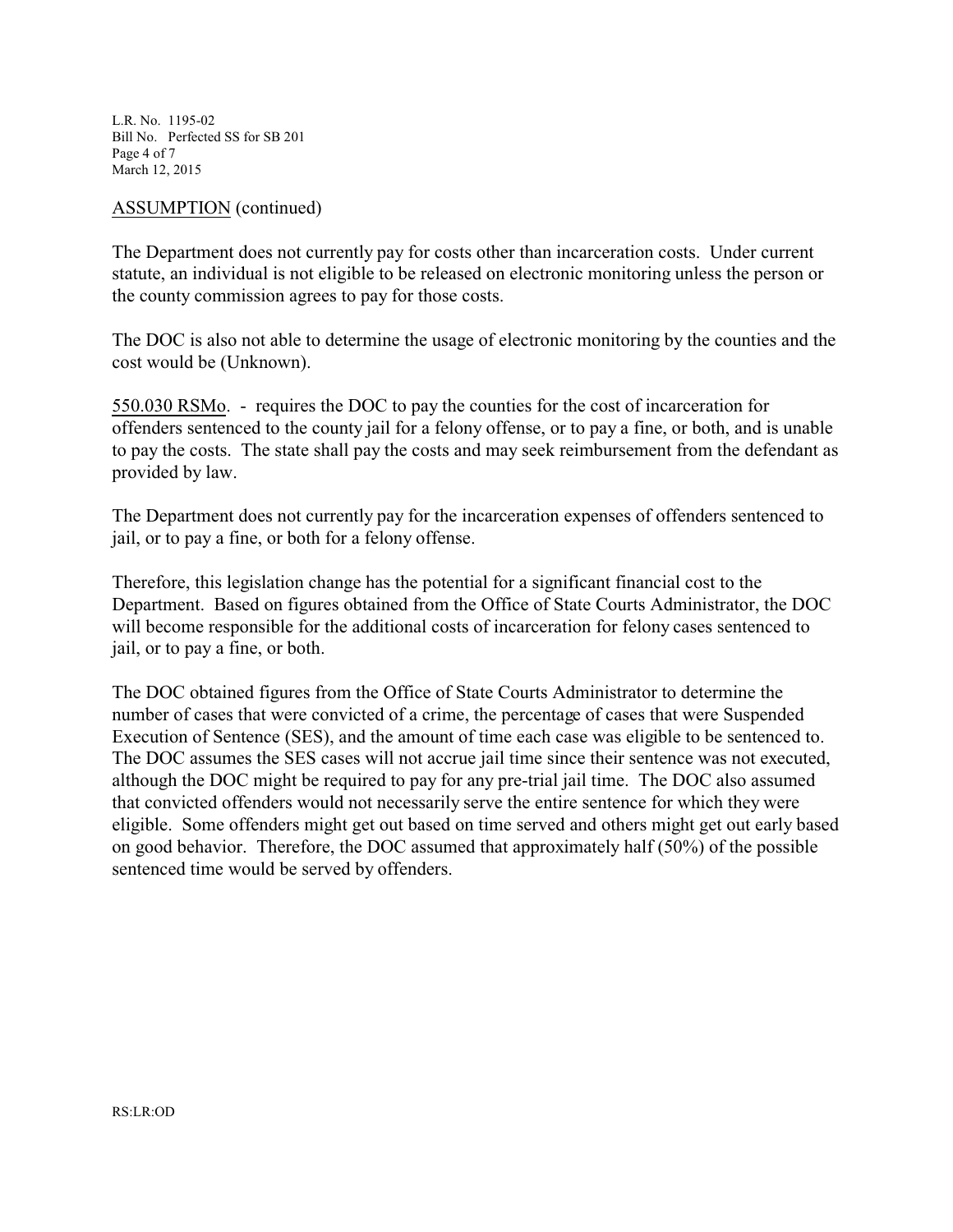ASSUMPTION (continued)

The Department does not currently pay for costs other than incarceration costs. Under current statute, an individual is not eligible to be released on electronic monitoring unless the person or the county commission agrees to pay for those costs.

The DOC is also not able to determine the usage of electronic monitoring by the counties and the cost would be (Unknown).

550.030 RSMo. - requires the DOC to pay the counties for the cost of incarceration for offenders sentenced to the county jail for a felony offense, or to pay a fine, or both, and is unable to pay the costs. The state shall pay the costs and may seek reimbursement from the defendant as provided by law.

The Department does not currently pay for the incarceration expenses of offenders sentenced to jail, or to pay a fine, or both for a felony offense.

Therefore, this legislation change has the potential for a significant financial cost to the Department. Based on figures obtained from the Office of State Courts Administrator, the DOC will become responsible for the additional costs of incarceration for felony cases sentenced to jail, or to pay a fine, or both.

The DOC obtained figures from the Office of State Courts Administrator to determine the number of cases that were convicted of a crime, the percentage of cases that were Suspended Execution of Sentence (SES), and the amount of time each case was eligible to be sentenced to. The DOC assumes the SES cases will not accrue jail time since their sentence was not executed, although the DOC might be required to pay for any pre-trial jail time. The DOC also assumed that convicted offenders would not necessarily serve the entire sentence for which they were eligible. Some offenders might get out based on time served and others might get out early based on good behavior. Therefore, the DOC assumed that approximately half (50%) of the possible sentenced time would be served by offenders.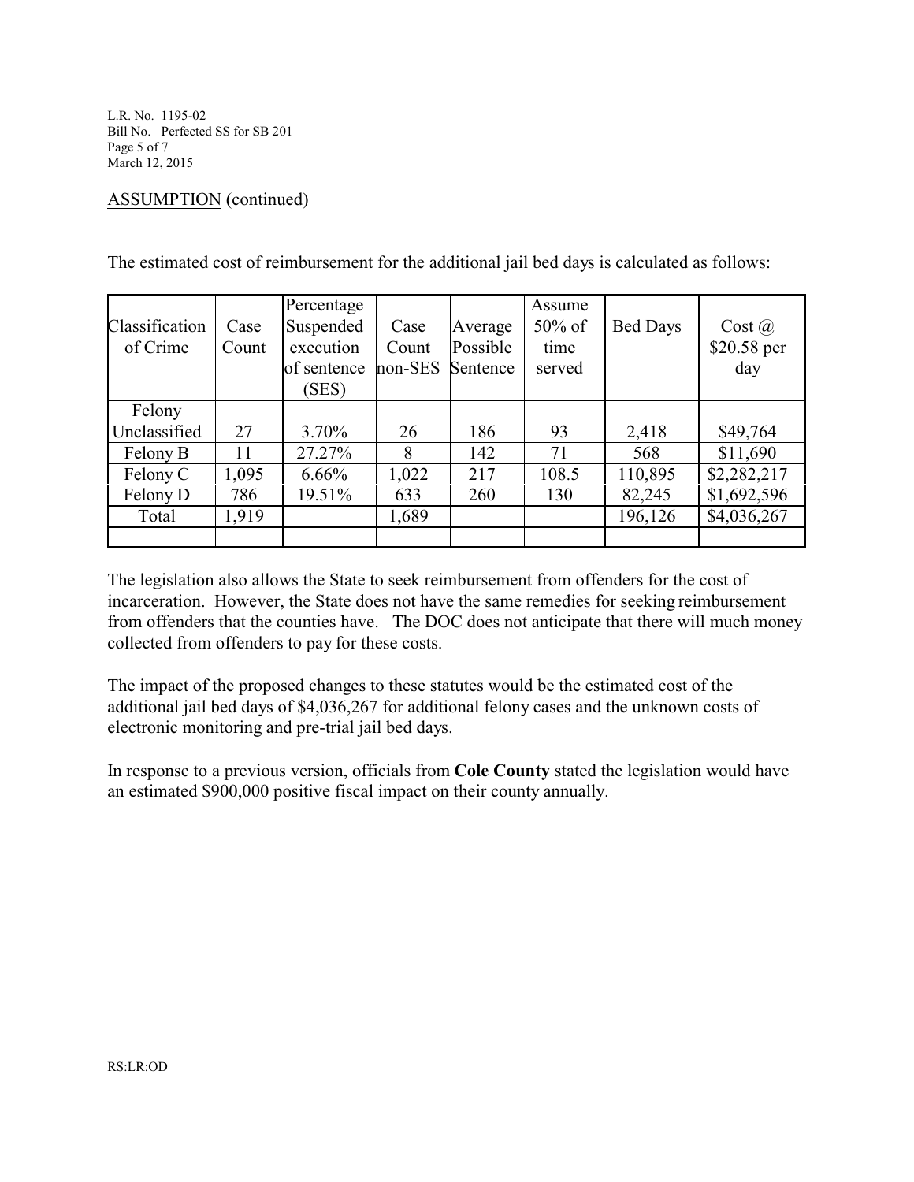ASSUMPTION (continued)

The estimated cost of reimbursement for the additional jail bed days is calculated as follows:

| Classification of Crime | Case Count | Percentage Suspended execution of sentence (SES) | Case Count non-SES | Average Possible Sentence | Assume 50% of time served | Bed Days | Cost @ $20.58 per day |
|---|---|---|---|---|---|---|---|
| Felony Unclassified | 27 | 3.70% | 26 | 186 | 93 | 2,418 | $49,764 |
| Felony B | 11 | 27.27% | 8 | 142 | 71 | 568 | $11,690 |
| Felony C | 1,095 | 6.66% | 1,022 | 217 | 108.5 | 110,895 | $2,282,217 |
| Felony D | 786 | 19.51% | 633 | 260 | 130 | 82,245 | $1,692,596 |
| Total | 1,919 | | 1,689 | | | 196,126 | $4,036,267 |
| | | | | | | | |

The legislation also allows the State to seek reimbursement from offenders for the cost of incarceration. However, the State does not have the same remedies for seeking reimbursement from offenders that the counties have. The DOC does not anticipate that there will much money collected from offenders to pay for these costs.

The impact of the proposed changes to these statutes would be the estimated cost of the additional jail bed days of $4,036,267 for additional felony cases and the unknown costs of electronic monitoring and pre-trial jail bed days.

In response to a previous version, officials from **Cole County** stated the legislation would have an estimated $900,000 positive fiscal impact on their county annually.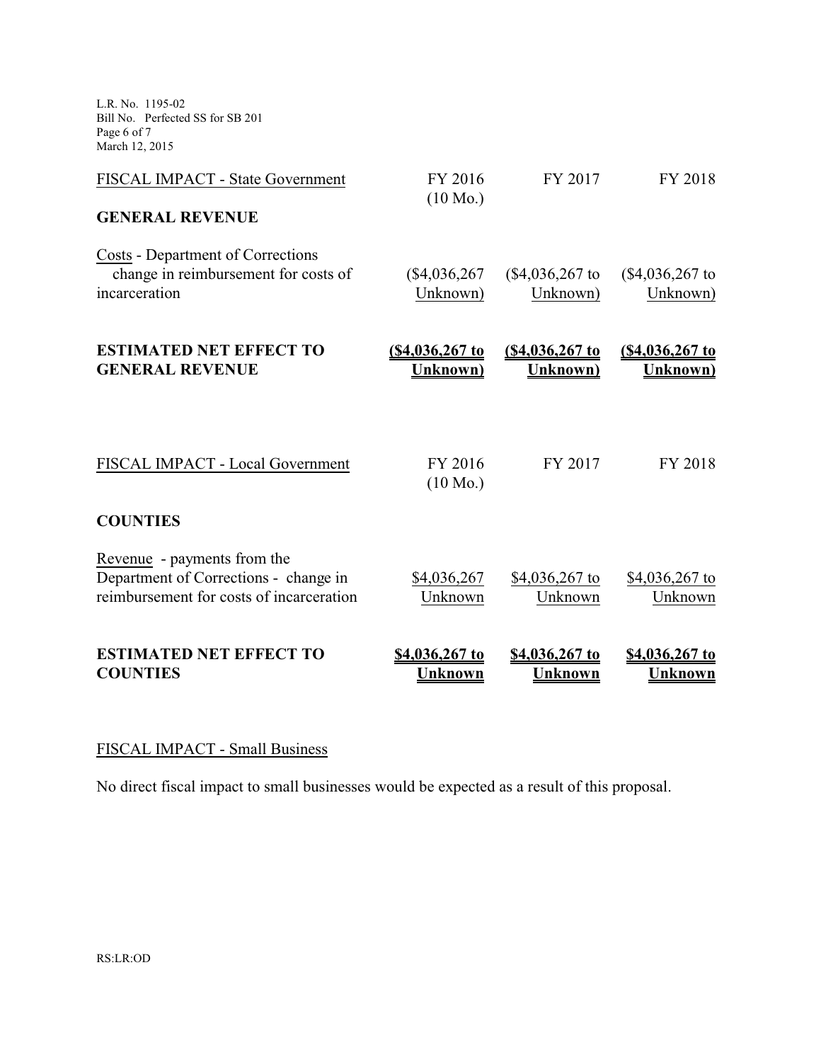| FISCAL IMPACT - State Government | FY 2016 (10 Mo.) | FY 2017 | FY 2018 |
|---|---|---|---|
| **GENERAL REVENUE** | | | |
| Costs - Department of Corrections change in reimbursement for costs of incarceration | ($4,036,267 Unknown) | ($4,036,267 to Unknown) | ($4,036,267 to Unknown) |
| **ESTIMATED NET EFFECT TO GENERAL REVENUE** | **($4,036,267 to Unknown)** | **($4,036,267 to Unknown)** | **($4,036,267 to Unknown)** |

| FISCAL IMPACT - Local Government | FY 2016 (10 Mo.) | FY 2017 | FY 2018 |
|---|---|---|---|
| **COUNTIES** | | | |
| Revenue - payments from the Department of Corrections - change in reimbursement for costs of incarceration | $4,036,267 Unknown | $4,036,267 to Unknown | $4,036,267 to Unknown |
| **ESTIMATED NET EFFECT TO COUNTIES** | **$4,036,267 to Unknown** | **$4,036,267 to Unknown** | **$4,036,267 to Unknown** |

FISCAL IMPACT - Small Business

No direct fiscal impact to small businesses would be expected as a result of this proposal.

RS:LR:OD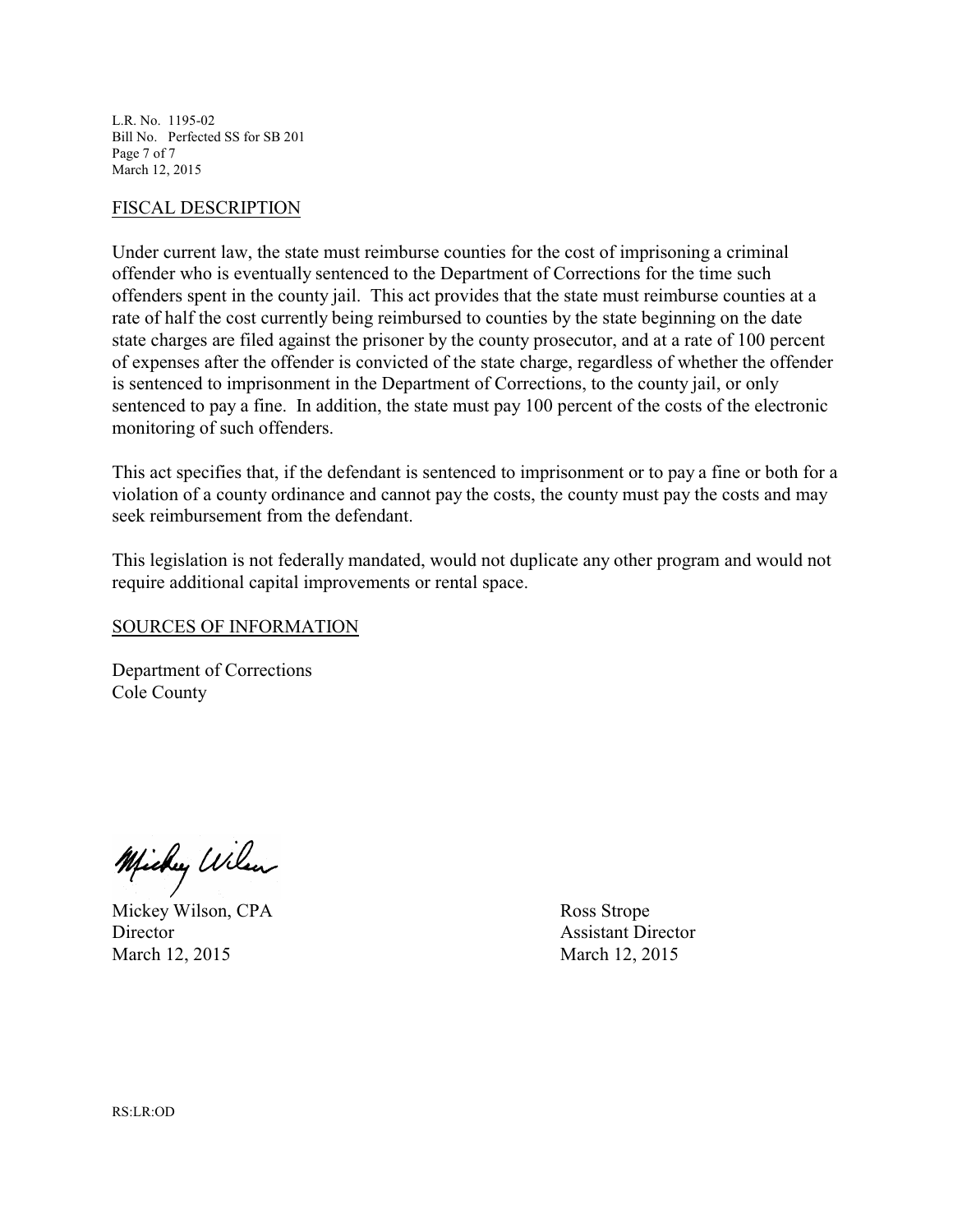## FISCAL DESCRIPTION

Under current law, the state must reimburse counties for the cost of imprisoning a criminal offender who is eventually sentenced to the Department of Corrections for the time such offenders spent in the county jail. This act provides that the state must reimburse counties at a rate of half the cost currently being reimbursed to counties by the state beginning on the date state charges are filed against the prisoner by the county prosecutor, and at a rate of 100 percent of expenses after the offender is convicted of the state charge, regardless of whether the offender is sentenced to imprisonment in the Department of Corrections, to the county jail, or only sentenced to pay a fine. In addition, the state must pay 100 percent of the costs of the electronic monitoring of such offenders.

This act specifies that, if the defendant is sentenced to imprisonment or to pay a fine or both for a violation of a county ordinance and cannot pay the costs, the county must pay the costs and may seek reimbursement from the defendant.

This legislation is not federally mandated, would not duplicate any other program and would not require additional capital improvements or rental space.

## SOURCES OF INFORMATION

Department of Corrections
Cole County

Mickey Wilson, CPA
Director
March 12, 2015

Ross Strope
Assistant Director
March 12, 2015

RS:LR:OD